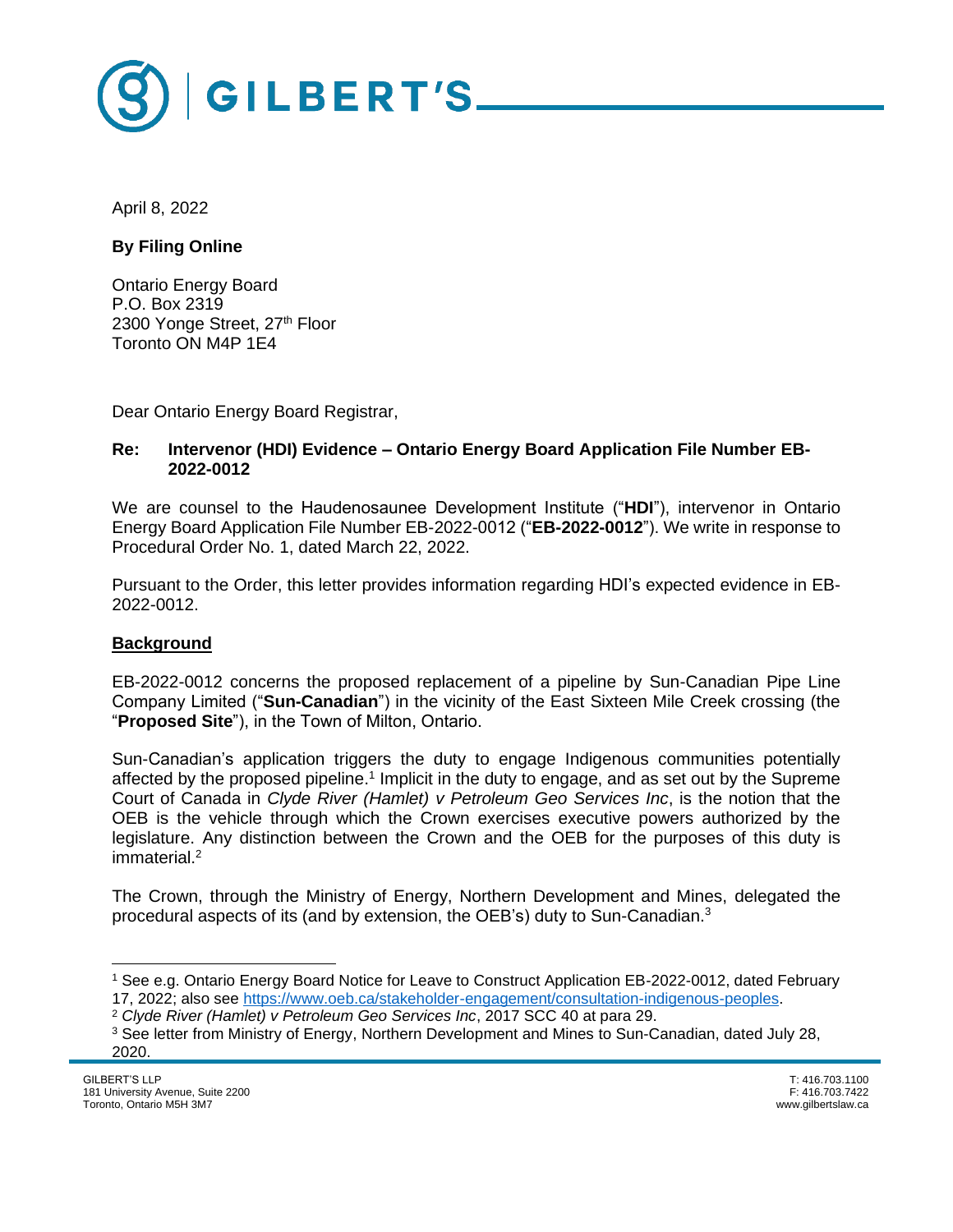April 8, 2022

**By Filing Online**

Ontario Energy Board
P.O. Box 2319
2300 Yonge Street, 27th Floor
Toronto ON M4P 1E4

Dear Ontario Energy Board Registrar,

**Re: Intervenor (HDI) Evidence – Ontario Energy Board Application File Number EB-2022-0012**

We are counsel to the Haudenosaunee Development Institute ("**HDI**"), intervenor in Ontario Energy Board Application File Number EB-2022-0012 ("**EB-2022-0012**"). We write in response to Procedural Order No. 1, dated March 22, 2022.

Pursuant to the Order, this letter provides information regarding HDI's expected evidence in EB-2022-0012.

## Background

EB-2022-0012 concerns the proposed replacement of a pipeline by Sun-Canadian Pipe Line Company Limited ("**Sun-Canadian**") in the vicinity of the East Sixteen Mile Creek crossing (the "**Proposed Site**"), in the Town of Milton, Ontario.

Sun-Canadian's application triggers the duty to engage Indigenous communities potentially affected by the proposed pipeline.[1] Implicit in the duty to engage, and as set out by the Supreme Court of Canada in *Clyde River (Hamlet) v Petroleum Geo Services Inc*, is the notion that the OEB is the vehicle through which the Crown exercises executive powers authorized by the legislature. Any distinction between the Crown and the OEB for the purposes of this duty is immaterial.[2]

The Crown, through the Ministry of Energy, Northern Development and Mines, delegated the procedural aspects of its (and by extension, the OEB's) duty to Sun-Canadian.[3]

---

[1] See e.g. Ontario Energy Board Notice for Leave to Construct Application EB-2022-0012, dated February 17, 2022; also see https://www.oeb.ca/stakeholder-engagement/consultation-indigenous-peoples.

[2] *Clyde River (Hamlet) v Petroleum Geo Services Inc*, 2017 SCC 40 at para 29.

[3] See letter from Ministry of Energy, Northern Development and Mines to Sun-Canadian, dated July 28, 2020.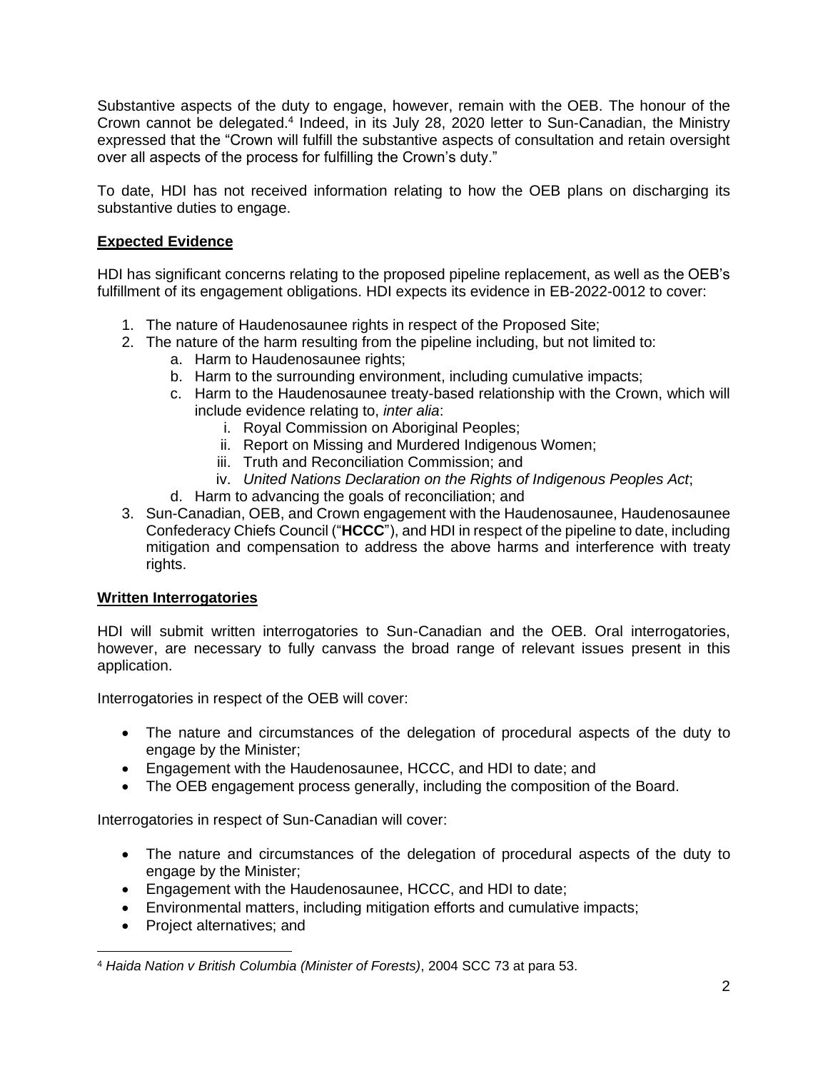Substantive aspects of the duty to engage, however, remain with the OEB. The honour of the Crown cannot be delegated.[4] Indeed, in its July 28, 2020 letter to Sun-Canadian, the Ministry expressed that the "Crown will fulfill the substantive aspects of consultation and retain oversight over all aspects of the process for fulfilling the Crown's duty."

To date, HDI has not received information relating to how the OEB plans on discharging its substantive duties to engage.

**Expected Evidence**

HDI has significant concerns relating to the proposed pipeline replacement, as well as the OEB's fulfillment of its engagement obligations. HDI expects its evidence in EB-2022-0012 to cover:

1. The nature of Haudenosaunee rights in respect of the Proposed Site;
2. The nature of the harm resulting from the pipeline including, but not limited to:
   a. Harm to Haudenosaunee rights;
   b. Harm to the surrounding environment, including cumulative impacts;
   c. Harm to the Haudenosaunee treaty-based relationship with the Crown, which will include evidence relating to, *inter alia*:
      i. Royal Commission on Aboriginal Peoples;
      ii. Report on Missing and Murdered Indigenous Women;
      iii. Truth and Reconciliation Commission; and
      iv. *United Nations Declaration on the Rights of Indigenous Peoples Act*;
   d. Harm to advancing the goals of reconciliation; and
3. Sun-Canadian, OEB, and Crown engagement with the Haudenosaunee, Haudenosaunee Confederacy Chiefs Council ("**HCCC**"), and HDI in respect of the pipeline to date, including mitigation and compensation to address the above harms and interference with treaty rights.

**Written Interrogatories**

HDI will submit written interrogatories to Sun-Canadian and the OEB. Oral interrogatories, however, are necessary to fully canvass the broad range of relevant issues present in this application.

Interrogatories in respect of the OEB will cover:

- The nature and circumstances of the delegation of procedural aspects of the duty to engage by the Minister;
- Engagement with the Haudenosaunee, HCCC, and HDI to date; and
- The OEB engagement process generally, including the composition of the Board.

Interrogatories in respect of Sun-Canadian will cover:

- The nature and circumstances of the delegation of procedural aspects of the duty to engage by the Minister;
- Engagement with the Haudenosaunee, HCCC, and HDI to date;
- Environmental matters, including mitigation efforts and cumulative impacts;
- Project alternatives; and

[4] *Haida Nation v British Columbia (Minister of Forests)*, 2004 SCC 73 at para 53.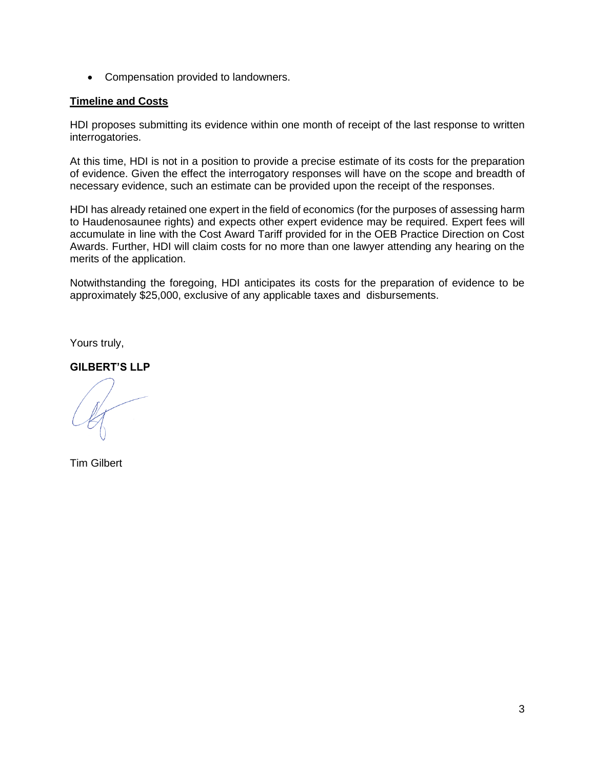- Compensation provided to landowners.

**Timeline and Costs**

HDI proposes submitting its evidence within one month of receipt of the last response to written interrogatories.

At this time, HDI is not in a position to provide a precise estimate of its costs for the preparation of evidence. Given the effect the interrogatory responses will have on the scope and breadth of necessary evidence, such an estimate can be provided upon the receipt of the responses.

HDI has already retained one expert in the field of economics (for the purposes of assessing harm to Haudenosaunee rights) and expects other expert evidence may be required. Expert fees will accumulate in line with the Cost Award Tariff provided for in the OEB Practice Direction on Cost Awards. Further, HDI will claim costs for no more than one lawyer attending any hearing on the merits of the application.

Notwithstanding the foregoing, HDI anticipates its costs for the preparation of evidence to be approximately $25,000, exclusive of any applicable taxes and disbursements.

Yours truly,

**GILBERT'S LLP**

Tim Gilbert